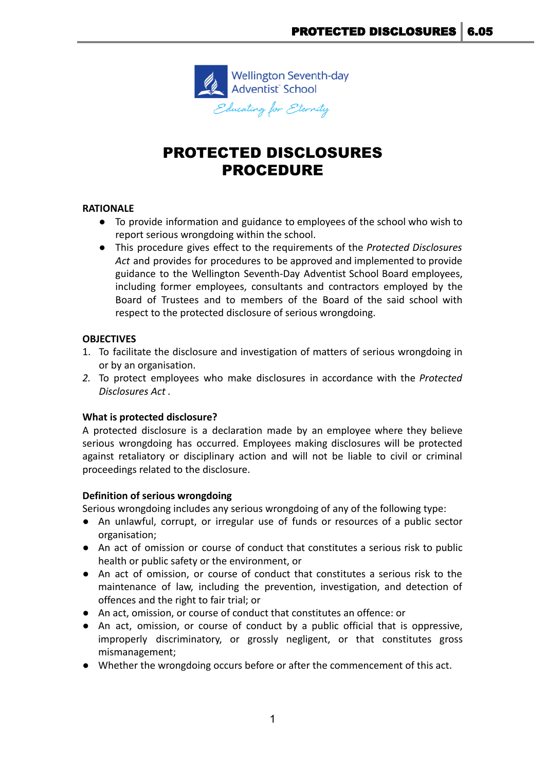Wellington Seventh-day Adventist School

*Educating for Eternity*

# PROTECTED DISCLOSURES PROCEDURE

**RATIONALE**

- To provide information and guidance to employees of the school who wish to report serious wrongdoing within the school.
- This procedure gives effect to the requirements of the *Protected Disclosures Act* and provides for procedures to be approved and implemented to provide guidance to the Wellington Seventh-Day Adventist School Board employees, including former employees, consultants and contractors employed by the Board of Trustees and to members of the Board of the said school with respect to the protected disclosure of serious wrongdoing.

**OBJECTIVES**

1. To facilitate the disclosure and investigation of matters of serious wrongdoing in or by an organisation.
2. To protect employees who make disclosures in accordance with the *Protected Disclosures Act* .

**What is protected disclosure?**

A protected disclosure is a declaration made by an employee where they believe serious wrongdoing has occurred. Employees making disclosures will be protected against retaliatory or disciplinary action and will not be liable to civil or criminal proceedings related to the disclosure.

**Definition of serious wrongdoing**

Serious wrongdoing includes any serious wrongdoing of any of the following type:

- An unlawful, corrupt, or irregular use of funds or resources of a public sector organisation;
- An act of omission or course of conduct that constitutes a serious risk to public health or public safety or the environment, or
- An act of omission, or course of conduct that constitutes a serious risk to the maintenance of law, including the prevention, investigation, and detection of offences and the right to fair trial; or
- An act, omission, or course of conduct that constitutes an offence: or
- An act, omission, or course of conduct by a public official that is oppressive, improperly discriminatory, or grossly negligent, or that constitutes gross mismanagement;
- Whether the wrongdoing occurs before or after the commencement of this act.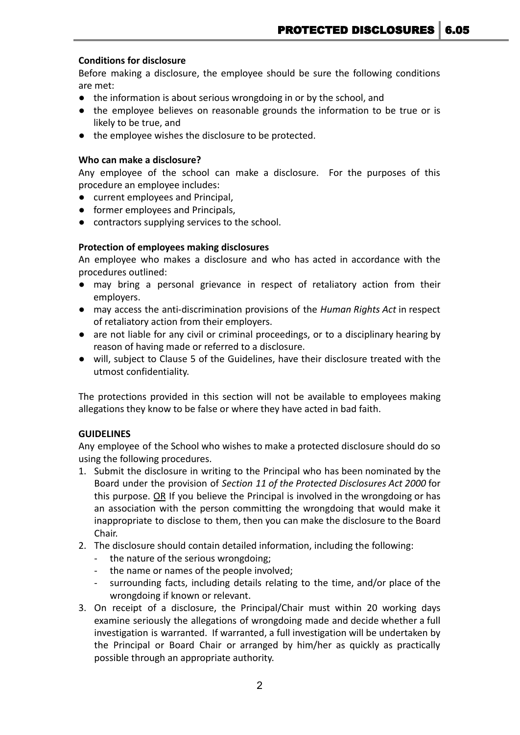**Conditions for disclosure**

Before making a disclosure, the employee should be sure the following conditions are met:

- the information is about serious wrongdoing in or by the school, and
- the employee believes on reasonable grounds the information to be true or is likely to be true, and
- the employee wishes the disclosure to be protected.

**Who can make a disclosure?**

Any employee of the school can make a disclosure. For the purposes of this procedure an employee includes:

- current employees and Principal,
- former employees and Principals,
- contractors supplying services to the school.

**Protection of employees making disclosures**

An employee who makes a disclosure and who has acted in accordance with the procedures outlined:

- may bring a personal grievance in respect of retaliatory action from their employers.
- may access the anti-discrimination provisions of the *Human Rights Act* in respect of retaliatory action from their employers.
- are not liable for any civil or criminal proceedings, or to a disciplinary hearing by reason of having made or referred to a disclosure.
- will, subject to Clause 5 of the Guidelines, have their disclosure treated with the utmost confidentiality.

The protections provided in this section will not be available to employees making allegations they know to be false or where they have acted in bad faith.

**GUIDELINES**

Any employee of the School who wishes to make a protected disclosure should do so using the following procedures.

1. Submit the disclosure in writing to the Principal who has been nominated by the Board under the provision of *Section 11 of the Protected Disclosures Act 2000* for this purpose. <u>OR</u> If you believe the Principal is involved in the wrongdoing or has an association with the person committing the wrongdoing that would make it inappropriate to disclose to them, then you can make the disclosure to the Board Chair.
2. The disclosure should contain detailed information, including the following:
   - the nature of the serious wrongdoing;
   - the name or names of the people involved;
   - surrounding facts, including details relating to the time, and/or place of the wrongdoing if known or relevant.
3. On receipt of a disclosure, the Principal/Chair must within 20 working days examine seriously the allegations of wrongdoing made and decide whether a full investigation is warranted. If warranted, a full investigation will be undertaken by the Principal or Board Chair or arranged by him/her as quickly as practically possible through an appropriate authority.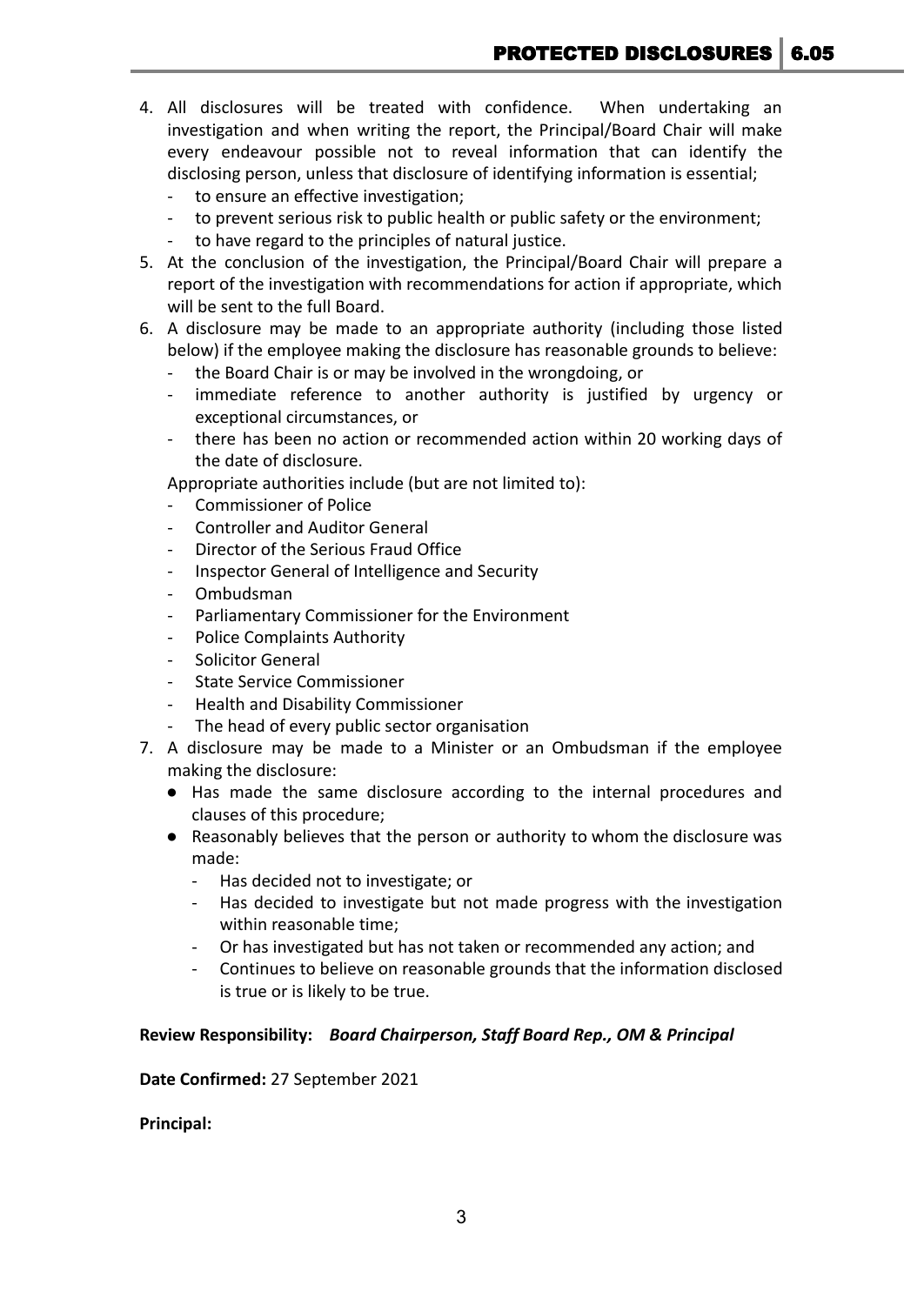4. All disclosures will be treated with confidence. When undertaking an investigation and when writing the report, the Principal/Board Chair will make every endeavour possible not to reveal information that can identify the disclosing person, unless that disclosure of identifying information is essential;
   - to ensure an effective investigation;
   - to prevent serious risk to public health or public safety or the environment;
   - to have regard to the principles of natural justice.
5. At the conclusion of the investigation, the Principal/Board Chair will prepare a report of the investigation with recommendations for action if appropriate, which will be sent to the full Board.
6. A disclosure may be made to an appropriate authority (including those listed below) if the employee making the disclosure has reasonable grounds to believe:
   - the Board Chair is or may be involved in the wrongdoing, or
   - immediate reference to another authority is justified by urgency or exceptional circumstances, or
   - there has been no action or recommended action within 20 working days of the date of disclosure.

   Appropriate authorities include (but are not limited to):
   - Commissioner of Police
   - Controller and Auditor General
   - Director of the Serious Fraud Office
   - Inspector General of Intelligence and Security
   - Ombudsman
   - Parliamentary Commissioner for the Environment
   - Police Complaints Authority
   - Solicitor General
   - State Service Commissioner
   - Health and Disability Commissioner
   - The head of every public sector organisation
7. A disclosure may be made to a Minister or an Ombudsman if the employee making the disclosure:
   - Has made the same disclosure according to the internal procedures and clauses of this procedure;
   - Reasonably believes that the person or authority to whom the disclosure was made:
     - Has decided not to investigate; or
     - Has decided to investigate but not made progress with the investigation within reasonable time;
     - Or has investigated but has not taken or recommended any action; and
     - Continues to believe on reasonable grounds that the information disclosed is true or is likely to be true.

**Review Responsibility:** ***Board Chairperson, Staff Board Rep., OM & Principal***

**Date Confirmed:** 27 September 2021

**Principal:**